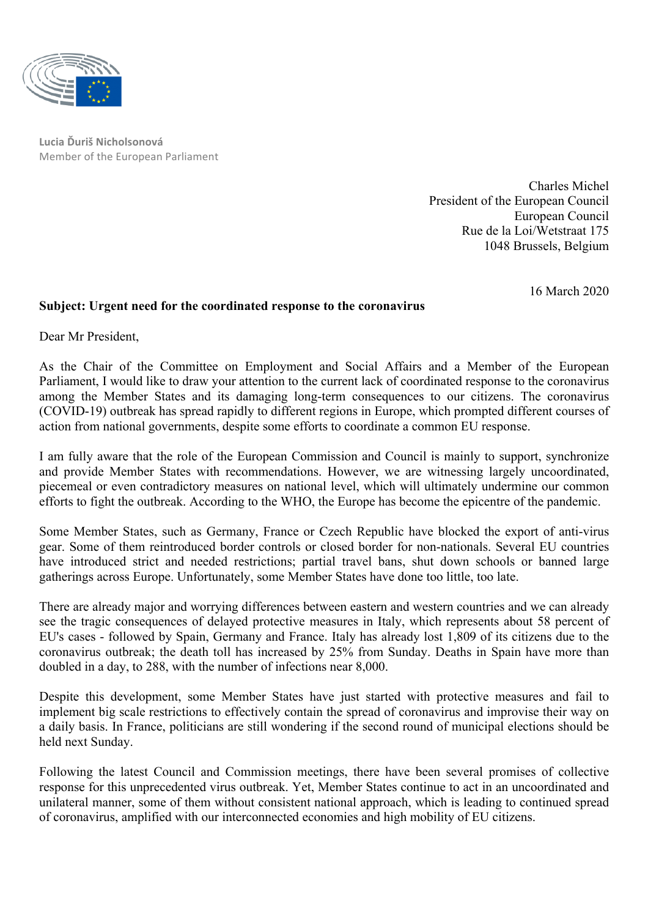**Lucia Ďuriš Nicholsonová**
Member of the European Parliament

Charles Michel
President of the European Council
European Council
Rue de la Loi/Wetstraat 175
1048 Brussels, Belgium

16 March 2020

**Subject: Urgent need for the coordinated response to the coronavirus**

Dear Mr President,

As the Chair of the Committee on Employment and Social Affairs and a Member of the European Parliament, I would like to draw your attention to the current lack of coordinated response to the coronavirus among the Member States and its damaging long-term consequences to our citizens. The coronavirus (COVID-19) outbreak has spread rapidly to different regions in Europe, which prompted different courses of action from national governments, despite some efforts to coordinate a common EU response.

I am fully aware that the role of the European Commission and Council is mainly to support, synchronize and provide Member States with recommendations. However, we are witnessing largely uncoordinated, piecemeal or even contradictory measures on national level, which will ultimately undermine our common efforts to fight the outbreak. According to the WHO, the Europe has become the epicentre of the pandemic.

Some Member States, such as Germany, France or Czech Republic have blocked the export of anti-virus gear. Some of them reintroduced border controls or closed border for non-nationals. Several EU countries have introduced strict and needed restrictions; partial travel bans, shut down schools or banned large gatherings across Europe. Unfortunately, some Member States have done too little, too late.

There are already major and worrying differences between eastern and western countries and we can already see the tragic consequences of delayed protective measures in Italy, which represents about 58 percent of EU's cases - followed by Spain, Germany and France. Italy has already lost 1,809 of its citizens due to the coronavirus outbreak; the death toll has increased by 25% from Sunday. Deaths in Spain have more than doubled in a day, to 288, with the number of infections near 8,000.

Despite this development, some Member States have just started with protective measures and fail to implement big scale restrictions to effectively contain the spread of coronavirus and improvise their way on a daily basis. In France, politicians are still wondering if the second round of municipal elections should be held next Sunday.

Following the latest Council and Commission meetings, there have been several promises of collective response for this unprecedented virus outbreak. Yet, Member States continue to act in an uncoordinated and unilateral manner, some of them without consistent national approach, which is leading to continued spread of coronavirus, amplified with our interconnected economies and high mobility of EU citizens.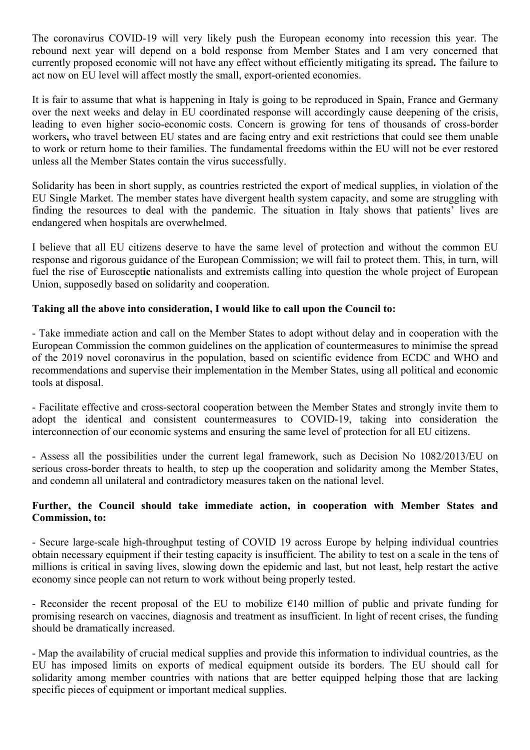The coronavirus COVID-19 will very likely push the European economy into recession this year. The rebound next year will depend on a bold response from Member States and I am very concerned that currently proposed economic will not have any effect without efficiently mitigating its spread**.** The failure to act now on EU level will affect mostly the small, export-oriented economies.

It is fair to assume that what is happening in Italy is going to be reproduced in Spain, France and Germany over the next weeks and delay in EU coordinated response will accordingly cause deepening of the crisis, leading to even higher socio-economic costs. Concern is growing for tens of thousands of cross-border workers**,** who travel between EU states and are facing entry and exit restrictions that could see them unable to work or return home to their families. The fundamental freedoms within the EU will not be ever restored unless all the Member States contain the virus successfully.

Solidarity has been in short supply, as countries restricted the export of medical supplies, in violation of the EU Single Market. The member states have divergent health system capacity, and some are struggling with finding the resources to deal with the pandemic. The situation in Italy shows that patients' lives are endangered when hospitals are overwhelmed.

I believe that all EU citizens deserve to have the same level of protection and without the common EU response and rigorous guidance of the European Commission; we will fail to protect them. This, in turn, will fuel the rise of Euroscept**ic** nationalists and extremists calling into question the whole project of European Union, supposedly based on solidarity and cooperation.

**Taking all the above into consideration, I would like to call upon the Council to:**

- Take immediate action and call on the Member States to adopt without delay and in cooperation with the European Commission the common guidelines on the application of countermeasures to minimise the spread of the 2019 novel coronavirus in the population, based on scientific evidence from ECDC and WHO and recommendations and supervise their implementation in the Member States, using all political and economic tools at disposal.

- Facilitate effective and cross-sectoral cooperation between the Member States and strongly invite them to adopt the identical and consistent countermeasures to COVID-19, taking into consideration the interconnection of our economic systems and ensuring the same level of protection for all EU citizens.

- Assess all the possibilities under the current legal framework, such as Decision No 1082/2013/EU on serious cross-border threats to health, to step up the cooperation and solidarity among the Member States, and condemn all unilateral and contradictory measures taken on the national level.

**Further, the Council should take immediate action, in cooperation with Member States and Commission, to:**

- Secure large-scale high-throughput testing of COVID 19 across Europe by helping individual countries obtain necessary equipment if their testing capacity is insufficient. The ability to test on a scale in the tens of millions is critical in saving lives, slowing down the epidemic and last, but not least, help restart the active economy since people can not return to work without being properly tested.

- Reconsider the recent proposal of the EU to mobilize €140 million of public and private funding for promising research on vaccines, diagnosis and treatment as insufficient. In light of recent crises, the funding should be dramatically increased.

- Map the availability of crucial medical supplies and provide this information to individual countries, as the EU has imposed limits on exports of medical equipment outside its borders. The EU should call for solidarity among member countries with nations that are better equipped helping those that are lacking specific pieces of equipment or important medical supplies.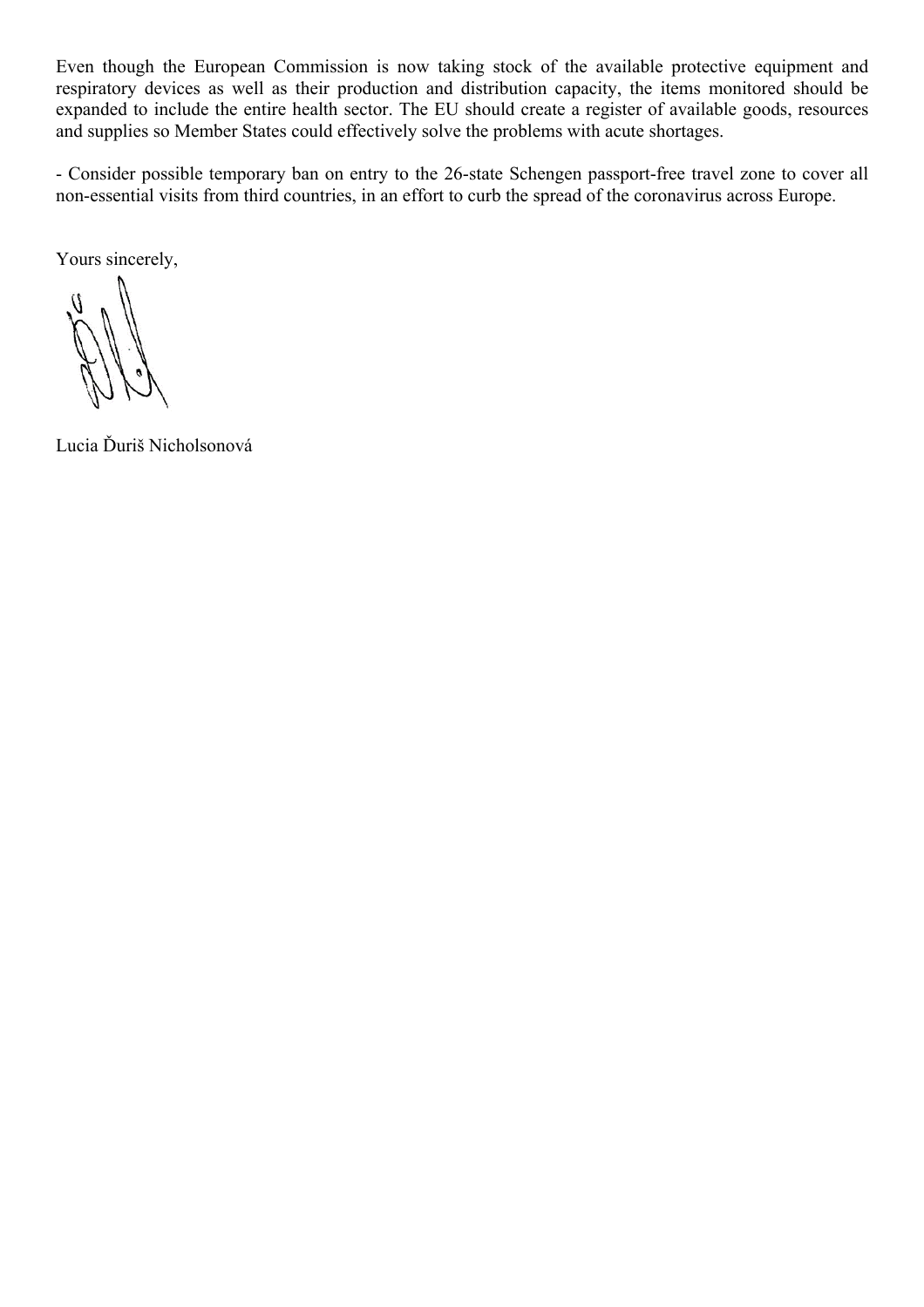Even though the European Commission is now taking stock of the available protective equipment and respiratory devices as well as their production and distribution capacity, the items monitored should be expanded to include the entire health sector. The EU should create a register of available goods, resources and supplies so Member States could effectively solve the problems with acute shortages.

- Consider possible temporary ban on entry to the 26-state Schengen passport-free travel zone to cover all non-essential visits from third countries, in an effort to curb the spread of the coronavirus across Europe.

Yours sincerely,

Lucia Ďuriš Nicholsonová